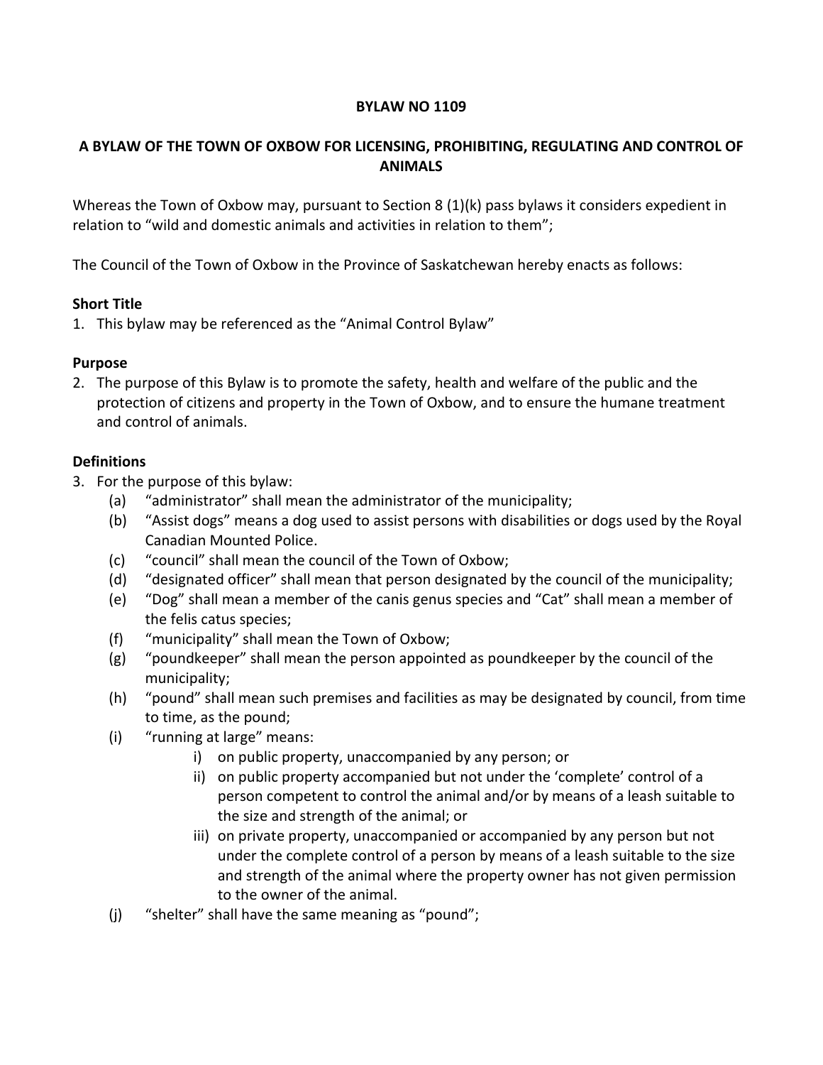**BYLAW NO 1109**

**A BYLAW OF THE TOWN OF OXBOW FOR LICENSING, PROHIBITING, REGULATING AND CONTROL OF ANIMALS**

Whereas the Town of Oxbow may, pursuant to Section 8 (1)(k) pass bylaws it considers expedient in relation to "wild and domestic animals and activities in relation to them";

The Council of the Town of Oxbow in the Province of Saskatchewan hereby enacts as follows:

**Short Title**

1. This bylaw may be referenced as the "Animal Control Bylaw"

**Purpose**

2. The purpose of this Bylaw is to promote the safety, health and welfare of the public and the protection of citizens and property in the Town of Oxbow, and to ensure the humane treatment and control of animals.

**Definitions**

3. For the purpose of this bylaw:
   - (a) "administrator" shall mean the administrator of the municipality;
   - (b) "Assist dogs" means a dog used to assist persons with disabilities or dogs used by the Royal Canadian Mounted Police.
   - (c) "council" shall mean the council of the Town of Oxbow;
   - (d) "designated officer" shall mean that person designated by the council of the municipality;
   - (e) "Dog" shall mean a member of the canis genus species and "Cat" shall mean a member of the felis catus species;
   - (f) "municipality" shall mean the Town of Oxbow;
   - (g) "poundkeeper" shall mean the person appointed as poundkeeper by the council of the municipality;
   - (h) "pound" shall mean such premises and facilities as may be designated by council, from time to time, as the pound;
   - (i) "running at large" means:
     - i) on public property, unaccompanied by any person; or
     - ii) on public property accompanied but not under the 'complete' control of a person competent to control the animal and/or by means of a leash suitable to the size and strength of the animal; or
     - iii) on private property, unaccompanied or accompanied by any person but not under the complete control of a person by means of a leash suitable to the size and strength of the animal where the property owner has not given permission to the owner of the animal.
   - (j) "shelter" shall have the same meaning as "pound";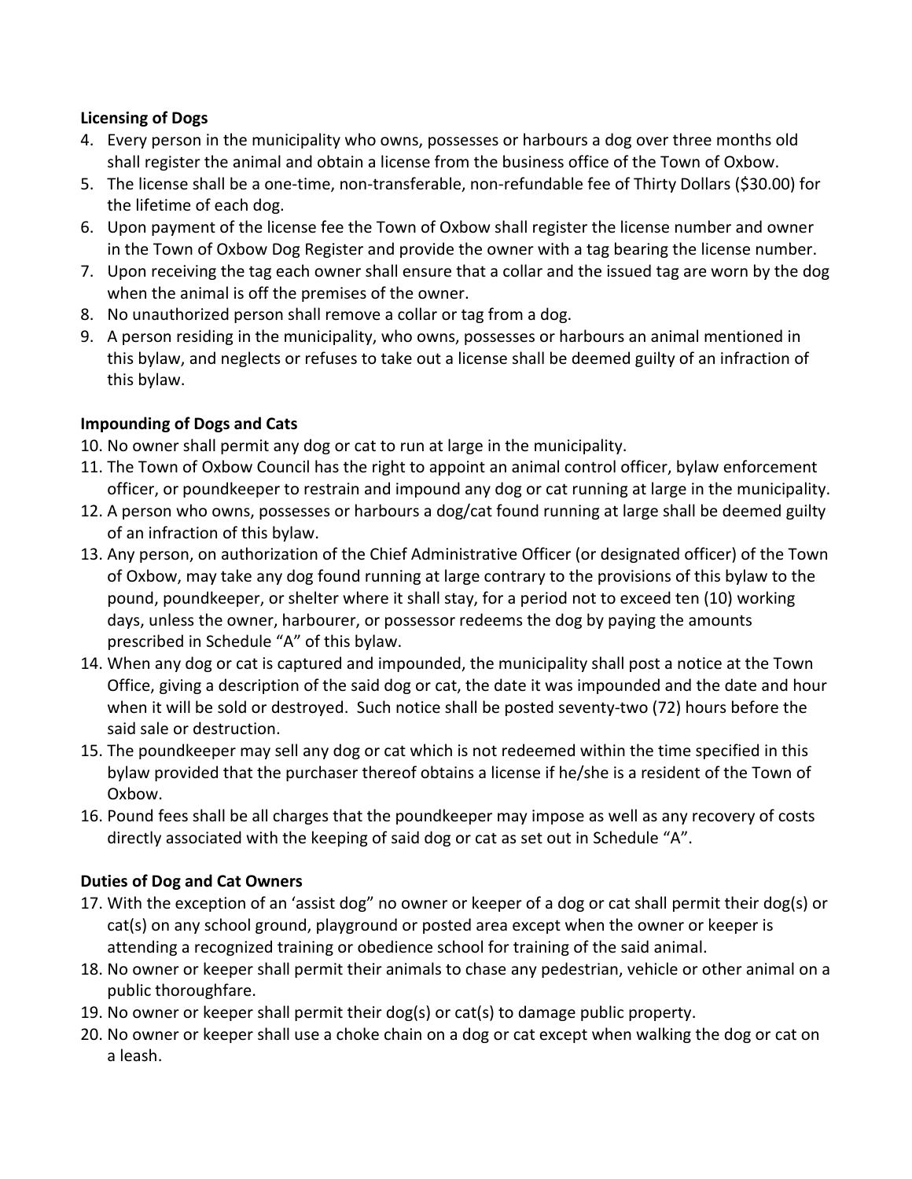**Licensing of Dogs**

4. Every person in the municipality who owns, possesses or harbours a dog over three months old shall register the animal and obtain a license from the business office of the Town of Oxbow.
5. The license shall be a one-time, non-transferable, non-refundable fee of Thirty Dollars ($30.00) for the lifetime of each dog.
6. Upon payment of the license fee the Town of Oxbow shall register the license number and owner in the Town of Oxbow Dog Register and provide the owner with a tag bearing the license number.
7. Upon receiving the tag each owner shall ensure that a collar and the issued tag are worn by the dog when the animal is off the premises of the owner.
8. No unauthorized person shall remove a collar or tag from a dog.
9. A person residing in the municipality, who owns, possesses or harbours an animal mentioned in this bylaw, and neglects or refuses to take out a license shall be deemed guilty of an infraction of this bylaw.

**Impounding of Dogs and Cats**

10. No owner shall permit any dog or cat to run at large in the municipality.
11. The Town of Oxbow Council has the right to appoint an animal control officer, bylaw enforcement officer, or poundkeeper to restrain and impound any dog or cat running at large in the municipality.
12. A person who owns, possesses or harbours a dog/cat found running at large shall be deemed guilty of an infraction of this bylaw.
13. Any person, on authorization of the Chief Administrative Officer (or designated officer) of the Town of Oxbow, may take any dog found running at large contrary to the provisions of this bylaw to the pound, poundkeeper, or shelter where it shall stay, for a period not to exceed ten (10) working days, unless the owner, harbourer, or possessor redeems the dog by paying the amounts prescribed in Schedule "A" of this bylaw.
14. When any dog or cat is captured and impounded, the municipality shall post a notice at the Town Office, giving a description of the said dog or cat, the date it was impounded and the date and hour when it will be sold or destroyed. Such notice shall be posted seventy-two (72) hours before the said sale or destruction.
15. The poundkeeper may sell any dog or cat which is not redeemed within the time specified in this bylaw provided that the purchaser thereof obtains a license if he/she is a resident of the Town of Oxbow.
16. Pound fees shall be all charges that the poundkeeper may impose as well as any recovery of costs directly associated with the keeping of said dog or cat as set out in Schedule "A".

**Duties of Dog and Cat Owners**

17. With the exception of an 'assist dog" no owner or keeper of a dog or cat shall permit their dog(s) or cat(s) on any school ground, playground or posted area except when the owner or keeper is attending a recognized training or obedience school for training of the said animal.
18. No owner or keeper shall permit their animals to chase any pedestrian, vehicle or other animal on a public thoroughfare.
19. No owner or keeper shall permit their dog(s) or cat(s) to damage public property.
20. No owner or keeper shall use a choke chain on a dog or cat except when walking the dog or cat on a leash.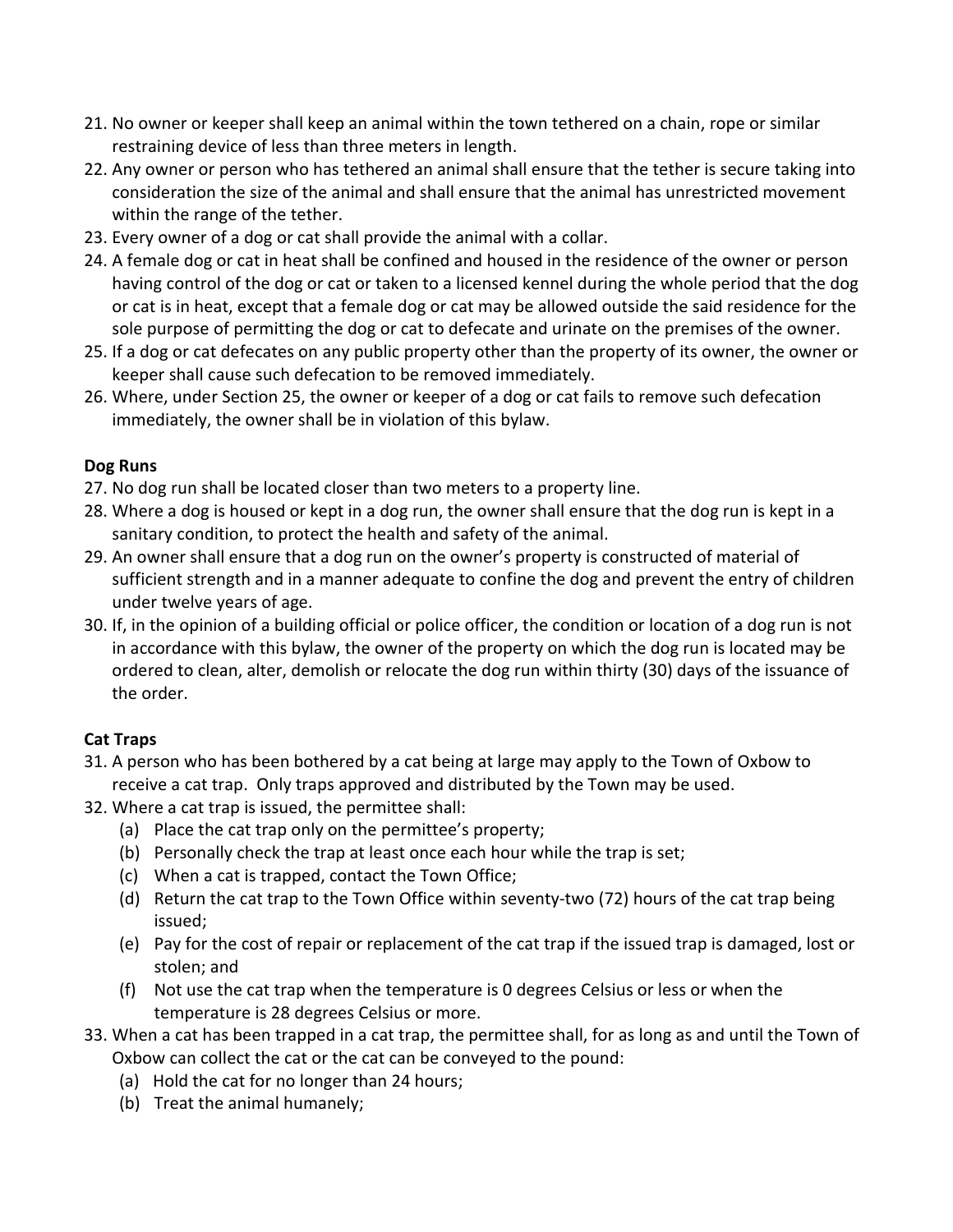21. No owner or keeper shall keep an animal within the town tethered on a chain, rope or similar restraining device of less than three meters in length.
22. Any owner or person who has tethered an animal shall ensure that the tether is secure taking into consideration the size of the animal and shall ensure that the animal has unrestricted movement within the range of the tether.
23. Every owner of a dog or cat shall provide the animal with a collar.
24. A female dog or cat in heat shall be confined and housed in the residence of the owner or person having control of the dog or cat or taken to a licensed kennel during the whole period that the dog or cat is in heat, except that a female dog or cat may be allowed outside the said residence for the sole purpose of permitting the dog or cat to defecate and urinate on the premises of the owner.
25. If a dog or cat defecates on any public property other than the property of its owner, the owner or keeper shall cause such defecation to be removed immediately.
26. Where, under Section 25, the owner or keeper of a dog or cat fails to remove such defecation immediately, the owner shall be in violation of this bylaw.

**Dog Runs**

27. No dog run shall be located closer than two meters to a property line.
28. Where a dog is housed or kept in a dog run, the owner shall ensure that the dog run is kept in a sanitary condition, to protect the health and safety of the animal.
29. An owner shall ensure that a dog run on the owner's property is constructed of material of sufficient strength and in a manner adequate to confine the dog and prevent the entry of children under twelve years of age.
30. If, in the opinion of a building official or police officer, the condition or location of a dog run is not in accordance with this bylaw, the owner of the property on which the dog run is located may be ordered to clean, alter, demolish or relocate the dog run within thirty (30) days of the issuance of the order.

**Cat Traps**

31. A person who has been bothered by a cat being at large may apply to the Town of Oxbow to receive a cat trap. Only traps approved and distributed by the Town may be used.
32. Where a cat trap is issued, the permittee shall:
    (a) Place the cat trap only on the permittee's property;
    (b) Personally check the trap at least once each hour while the trap is set;
    (c) When a cat is trapped, contact the Town Office;
    (d) Return the cat trap to the Town Office within seventy-two (72) hours of the cat trap being issued;
    (e) Pay for the cost of repair or replacement of the cat trap if the issued trap is damaged, lost or stolen; and
    (f) Not use the cat trap when the temperature is 0 degrees Celsius or less or when the temperature is 28 degrees Celsius or more.
33. When a cat has been trapped in a cat trap, the permittee shall, for as long as and until the Town of Oxbow can collect the cat or the cat can be conveyed to the pound:
    (a) Hold the cat for no longer than 24 hours;
    (b) Treat the animal humanely;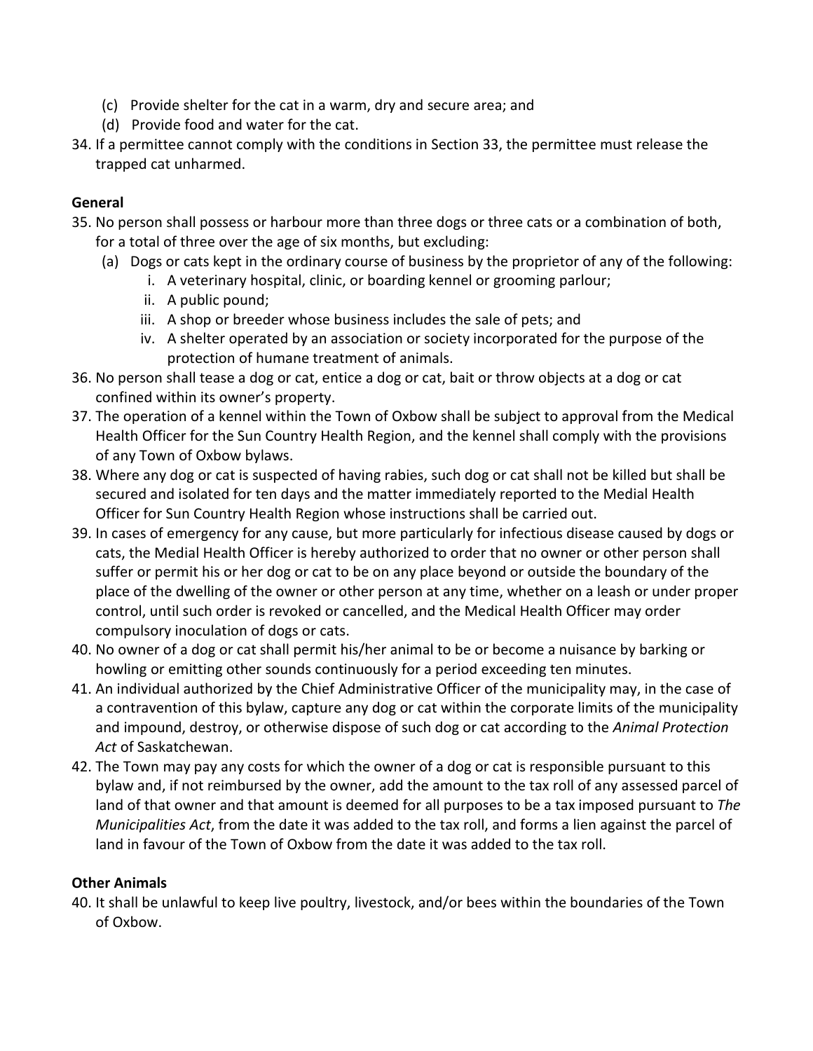(c) Provide shelter for the cat in a warm, dry and secure area; and
(d) Provide food and water for the cat.

34. If a permittee cannot comply with the conditions in Section 33, the permittee must release the trapped cat unharmed.

**General**

35. No person shall possess or harbour more than three dogs or three cats or a combination of both, for a total of three over the age of six months, but excluding:
    (a) Dogs or cats kept in the ordinary course of business by the proprietor of any of the following:
        i. A veterinary hospital, clinic, or boarding kennel or grooming parlour;
        ii. A public pound;
        iii. A shop or breeder whose business includes the sale of pets; and
        iv. A shelter operated by an association or society incorporated for the purpose of the protection of humane treatment of animals.
36. No person shall tease a dog or cat, entice a dog or cat, bait or throw objects at a dog or cat confined within its owner's property.
37. The operation of a kennel within the Town of Oxbow shall be subject to approval from the Medical Health Officer for the Sun Country Health Region, and the kennel shall comply with the provisions of any Town of Oxbow bylaws.
38. Where any dog or cat is suspected of having rabies, such dog or cat shall not be killed but shall be secured and isolated for ten days and the matter immediately reported to the Medial Health Officer for Sun Country Health Region whose instructions shall be carried out.
39. In cases of emergency for any cause, but more particularly for infectious disease caused by dogs or cats, the Medial Health Officer is hereby authorized to order that no owner or other person shall suffer or permit his or her dog or cat to be on any place beyond or outside the boundary of the place of the dwelling of the owner or other person at any time, whether on a leash or under proper control, until such order is revoked or cancelled, and the Medical Health Officer may order compulsory inoculation of dogs or cats.
40. No owner of a dog or cat shall permit his/her animal to be or become a nuisance by barking or howling or emitting other sounds continuously for a period exceeding ten minutes.
41. An individual authorized by the Chief Administrative Officer of the municipality may, in the case of a contravention of this bylaw, capture any dog or cat within the corporate limits of the municipality and impound, destroy, or otherwise dispose of such dog or cat according to the *Animal Protection Act* of Saskatchewan.
42. The Town may pay any costs for which the owner of a dog or cat is responsible pursuant to this bylaw and, if not reimbursed by the owner, add the amount to the tax roll of any assessed parcel of land of that owner and that amount is deemed for all purposes to be a tax imposed pursuant to *The Municipalities Act*, from the date it was added to the tax roll, and forms a lien against the parcel of land in favour of the Town of Oxbow from the date it was added to the tax roll.

**Other Animals**

40. It shall be unlawful to keep live poultry, livestock, and/or bees within the boundaries of the Town of Oxbow.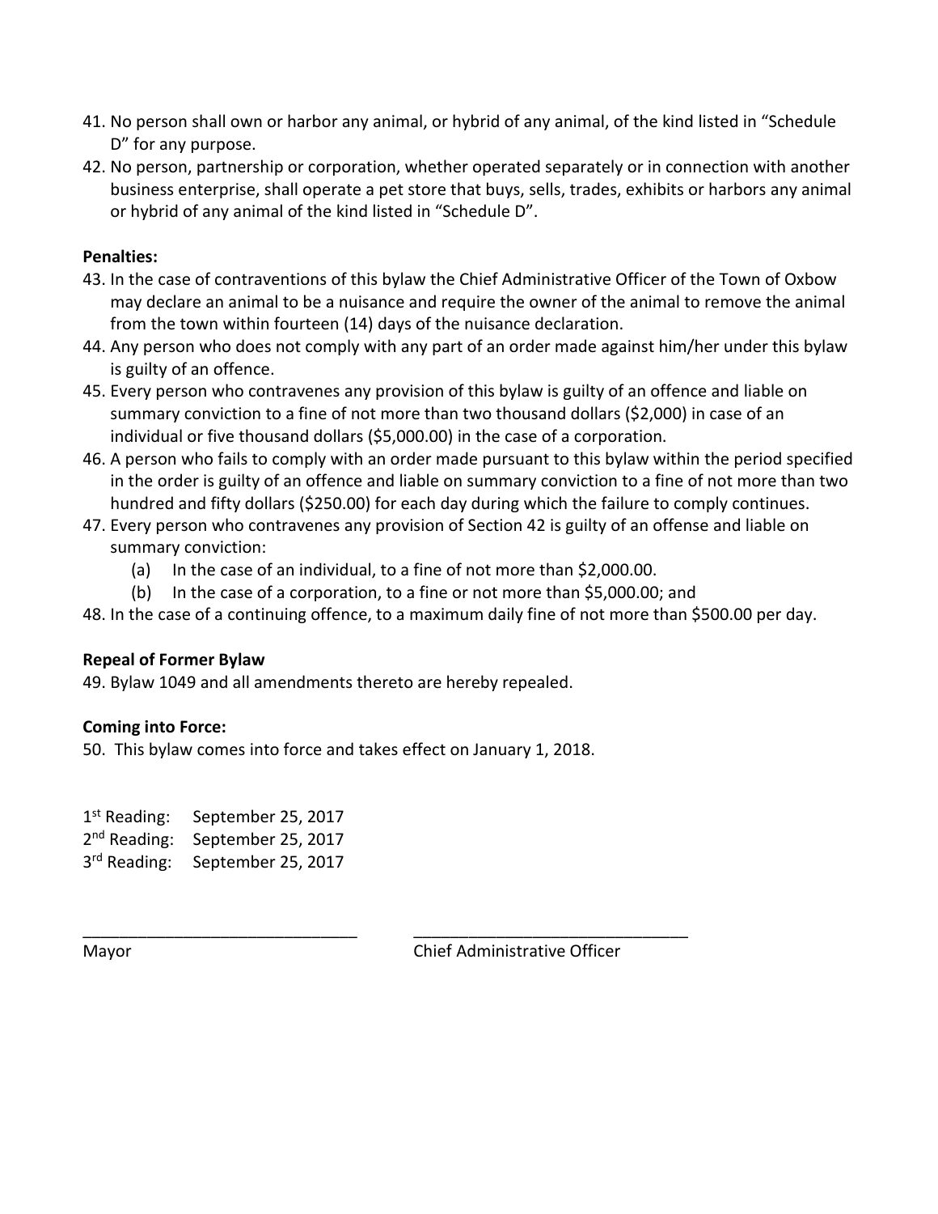41. No person shall own or harbor any animal, or hybrid of any animal, of the kind listed in "Schedule D" for any purpose.
42. No person, partnership or corporation, whether operated separately or in connection with another business enterprise, shall operate a pet store that buys, sells, trades, exhibits or harbors any animal or hybrid of any animal of the kind listed in "Schedule D".

**Penalties:**

43. In the case of contraventions of this bylaw the Chief Administrative Officer of the Town of Oxbow may declare an animal to be a nuisance and require the owner of the animal to remove the animal from the town within fourteen (14) days of the nuisance declaration.
44. Any person who does not comply with any part of an order made against him/her under this bylaw is guilty of an offence.
45. Every person who contravenes any provision of this bylaw is guilty of an offence and liable on summary conviction to a fine of not more than two thousand dollars ($2,000) in case of an individual or five thousand dollars ($5,000.00) in the case of a corporation.
46. A person who fails to comply with an order made pursuant to this bylaw within the period specified in the order is guilty of an offence and liable on summary conviction to a fine of not more than two hundred and fifty dollars ($250.00) for each day during which the failure to comply continues.
47. Every person who contravenes any provision of Section 42 is guilty of an offense and liable on summary conviction:
    (a) In the case of an individual, to a fine of not more than $2,000.00.
    (b) In the case of a corporation, to a fine or not more than $5,000.00; and
48. In the case of a continuing offence, to a maximum daily fine of not more than $500.00 per day.

**Repeal of Former Bylaw**

49. Bylaw 1049 and all amendments thereto are hereby repealed.

**Coming into Force:**

50. This bylaw comes into force and takes effect on January 1, 2018.

1st Reading: September 25, 2017
2nd Reading: September 25, 2017
3rd Reading: September 25, 2017

______________________________ ______________________________
Mayor Chief Administrative Officer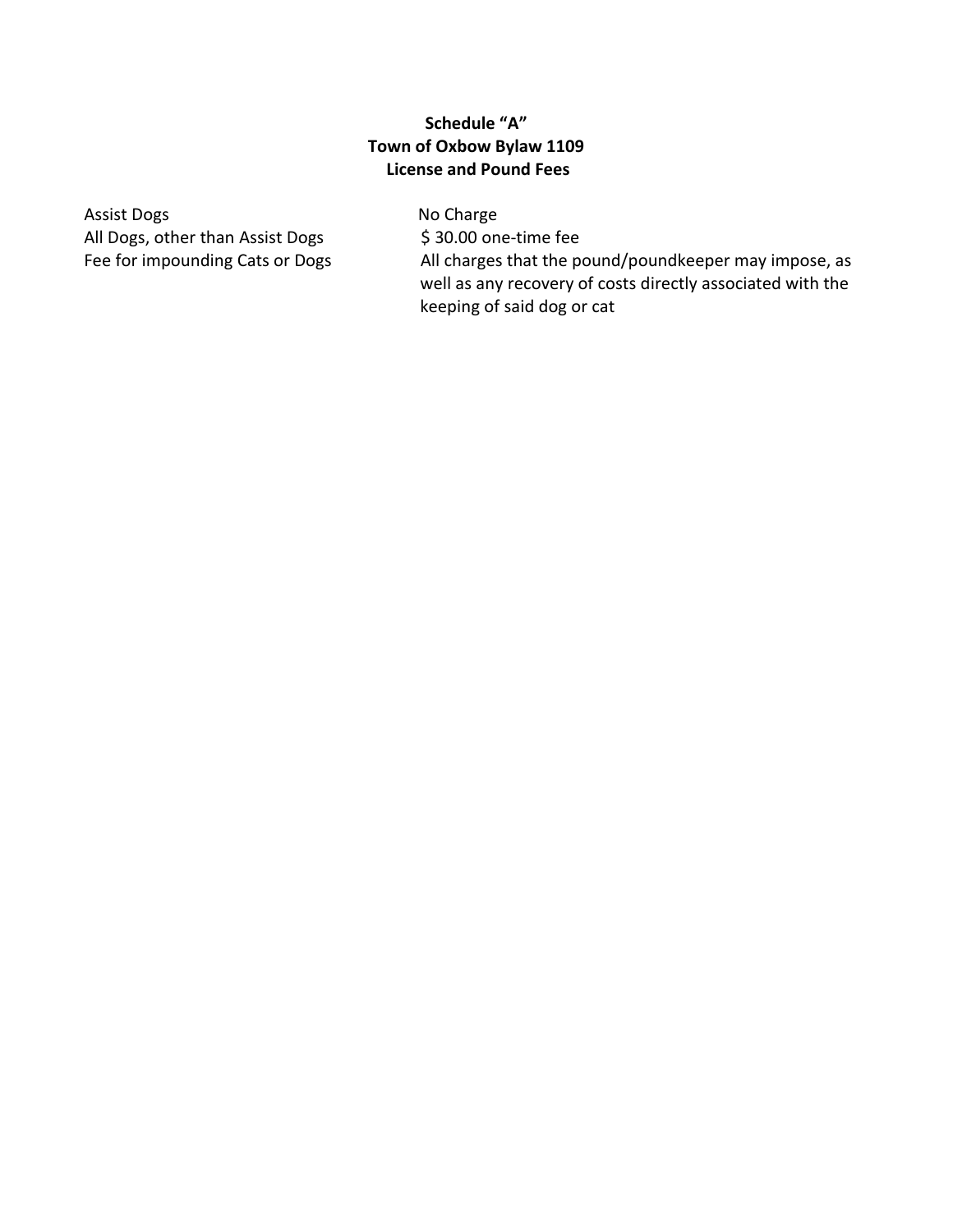**Schedule "A"**
**Town of Oxbow Bylaw 1109**
**License and Pound Fees**

| | |
|---|---|
| Assist Dogs | No Charge |
| All Dogs, other than Assist Dogs | $ 30.00 one-time fee |
| Fee for impounding Cats or Dogs | All charges that the pound/poundkeeper may impose, as well as any recovery of costs directly associated with the keeping of said dog or cat |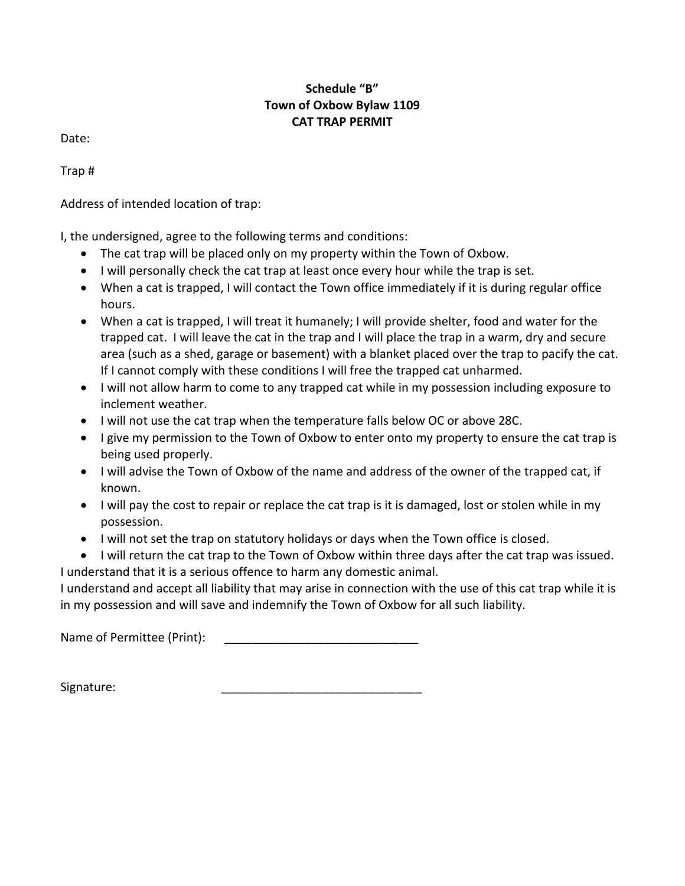**Schedule "B"**
**Town of Oxbow Bylaw 1109**
**CAT TRAP PERMIT**

Date:

Trap #

Address of intended location of trap:

I, the undersigned, agree to the following terms and conditions:

- The cat trap will be placed only on my property within the Town of Oxbow.
- I will personally check the cat trap at least once every hour while the trap is set.
- When a cat is trapped, I will contact the Town office immediately if it is during regular office hours.
- When a cat is trapped, I will treat it humanely; I will provide shelter, food and water for the trapped cat. I will leave the cat in the trap and I will place the trap in a warm, dry and secure area (such as a shed, garage or basement) with a blanket placed over the trap to pacify the cat. If I cannot comply with these conditions I will free the trapped cat unharmed.
- I will not allow harm to come to any trapped cat while in my possession including exposure to inclement weather.
- I will not use the cat trap when the temperature falls below OC or above 28C.
- I give my permission to the Town of Oxbow to enter onto my property to ensure the cat trap is being used properly.
- I will advise the Town of Oxbow of the name and address of the owner of the trapped cat, if known.
- I will pay the cost to repair or replace the cat trap is it is damaged, lost or stolen while in my possession.
- I will not set the trap on statutory holidays or days when the Town office is closed.
- I will return the cat trap to the Town of Oxbow within three days after the cat trap was issued.

I understand that it is a serious offence to harm any domestic animal.
I understand and accept all liability that may arise in connection with the use of this cat trap while it is in my possession and will save and indemnify the Town of Oxbow for all such liability.

Name of Permittee (Print): _____________________________

Signature: ______________________________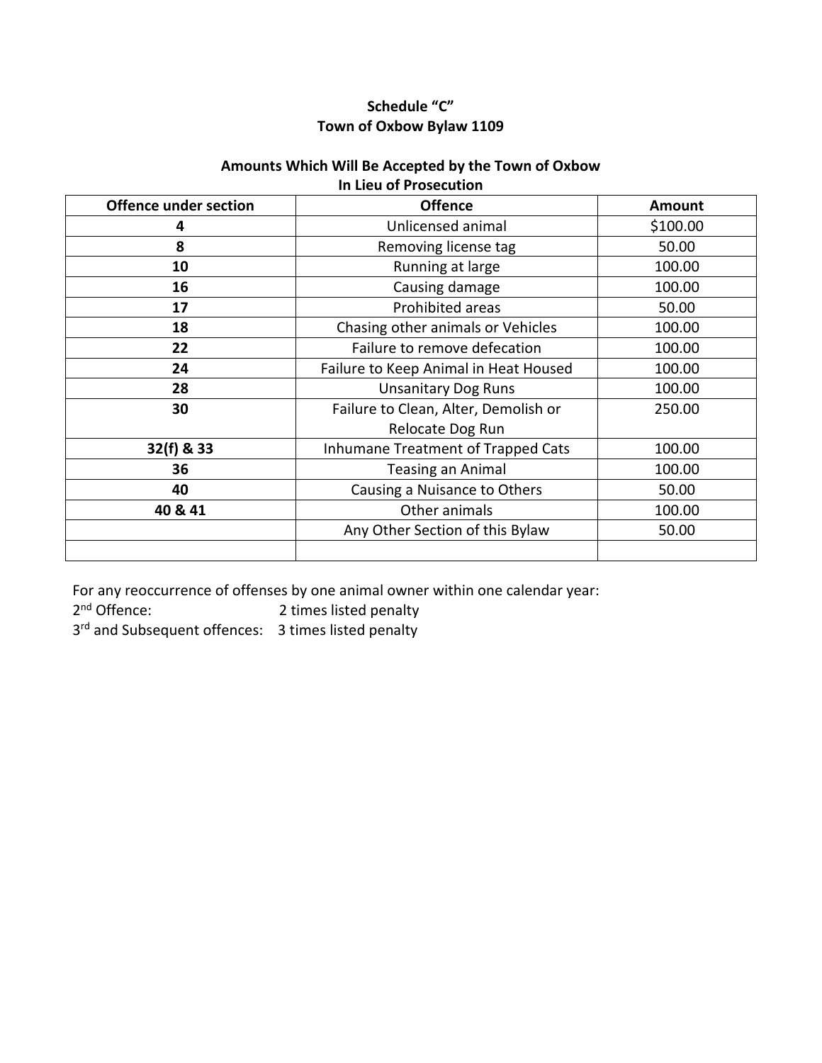**Schedule "C"**
**Town of Oxbow Bylaw 1109**

**Amounts Which Will Be Accepted by the Town of Oxbow**
**In Lieu of Prosecution**

| Offence under section | Offence | Amount |
|---|---|---|
| **4** | Unlicensed animal | $100.00 |
| **8** | Removing license tag | 50.00 |
| **10** | Running at large | 100.00 |
| **16** | Causing damage | 100.00 |
| **17** | Prohibited areas | 50.00 |
| **18** | Chasing other animals or Vehicles | 100.00 |
| **22** | Failure to remove defecation | 100.00 |
| **24** | Failure to Keep Animal in Heat Housed | 100.00 |
| **28** | Unsanitary Dog Runs | 100.00 |
| **30** | Failure to Clean, Alter, Demolish or Relocate Dog Run | 250.00 |
| **32(f) & 33** | Inhumane Treatment of Trapped Cats | 100.00 |
| **36** | Teasing an Animal | 100.00 |
| **40** | Causing a Nuisance to Others | 50.00 |
| **40 & 41** | Other animals | 100.00 |
| | Any Other Section of this Bylaw | 50.00 |
| | | |

For any reoccurrence of offenses by one animal owner within one calendar year:

2nd Offence: 2 times listed penalty

3rd and Subsequent offences: 3 times listed penalty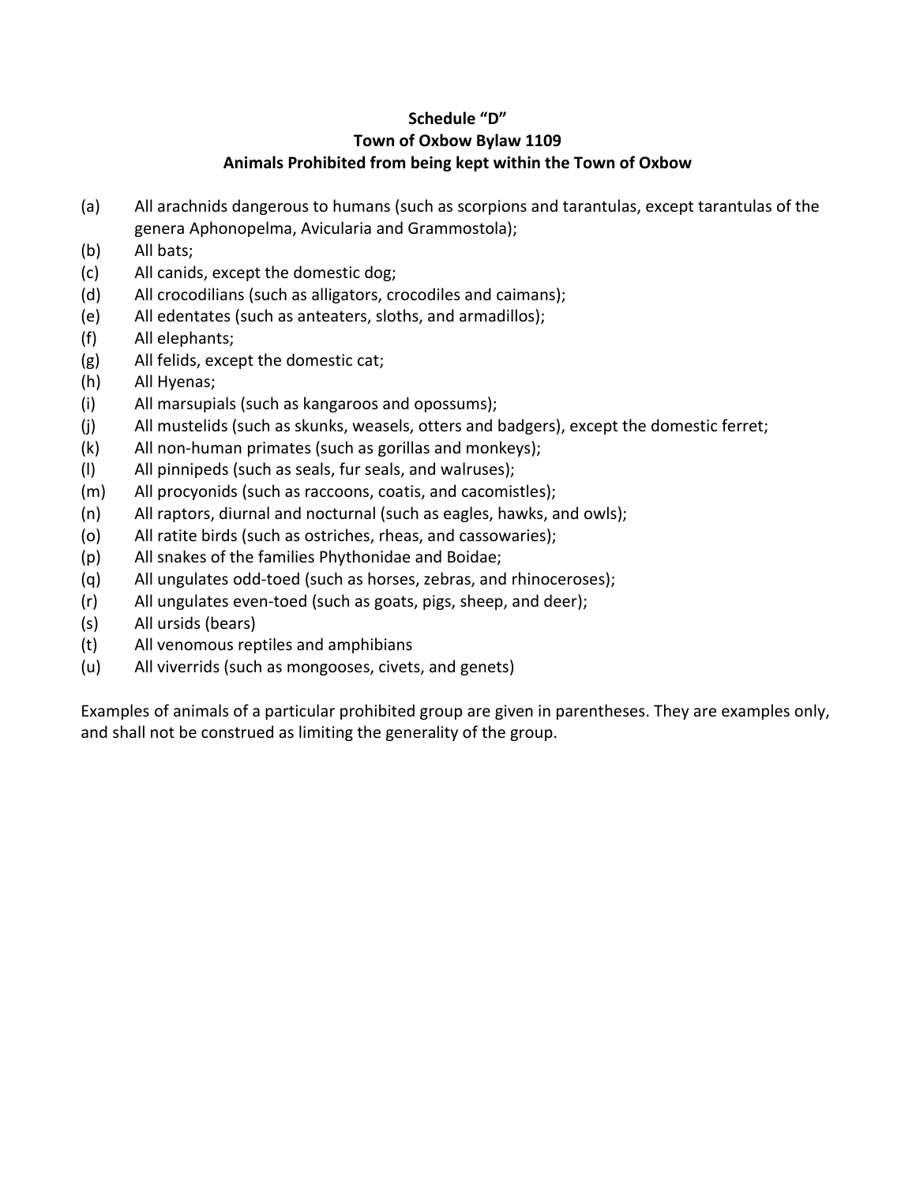**Schedule "D"**
**Town of Oxbow Bylaw 1109**
**Animals Prohibited from being kept within the Town of Oxbow**

(a) All arachnids dangerous to humans (such as scorpions and tarantulas, except tarantulas of the genera Aphonopelma, Avicularia and Grammostola);
(b) All bats;
(c) All canids, except the domestic dog;
(d) All crocodilians (such as alligators, crocodiles and caimans);
(e) All edentates (such as anteaters, sloths, and armadillos);
(f) All elephants;
(g) All felids, except the domestic cat;
(h) All Hyenas;
(i) All marsupials (such as kangaroos and opossums);
(j) All mustelids (such as skunks, weasels, otters and badgers), except the domestic ferret;
(k) All non-human primates (such as gorillas and monkeys);
(l) All pinnipeds (such as seals, fur seals, and walruses);
(m) All procyonids (such as raccoons, coatis, and cacomistles);
(n) All raptors, diurnal and nocturnal (such as eagles, hawks, and owls);
(o) All ratite birds (such as ostriches, rheas, and cassowaries);
(p) All snakes of the families Phythonidae and Boidae;
(q) All ungulates odd-toed (such as horses, zebras, and rhinoceroses);
(r) All ungulates even-toed (such as goats, pigs, sheep, and deer);
(s) All ursids (bears)
(t) All venomous reptiles and amphibians
(u) All viverrids (such as mongooses, civets, and genets)

Examples of animals of a particular prohibited group are given in parentheses. They are examples only, and shall not be construed as limiting the generality of the group.